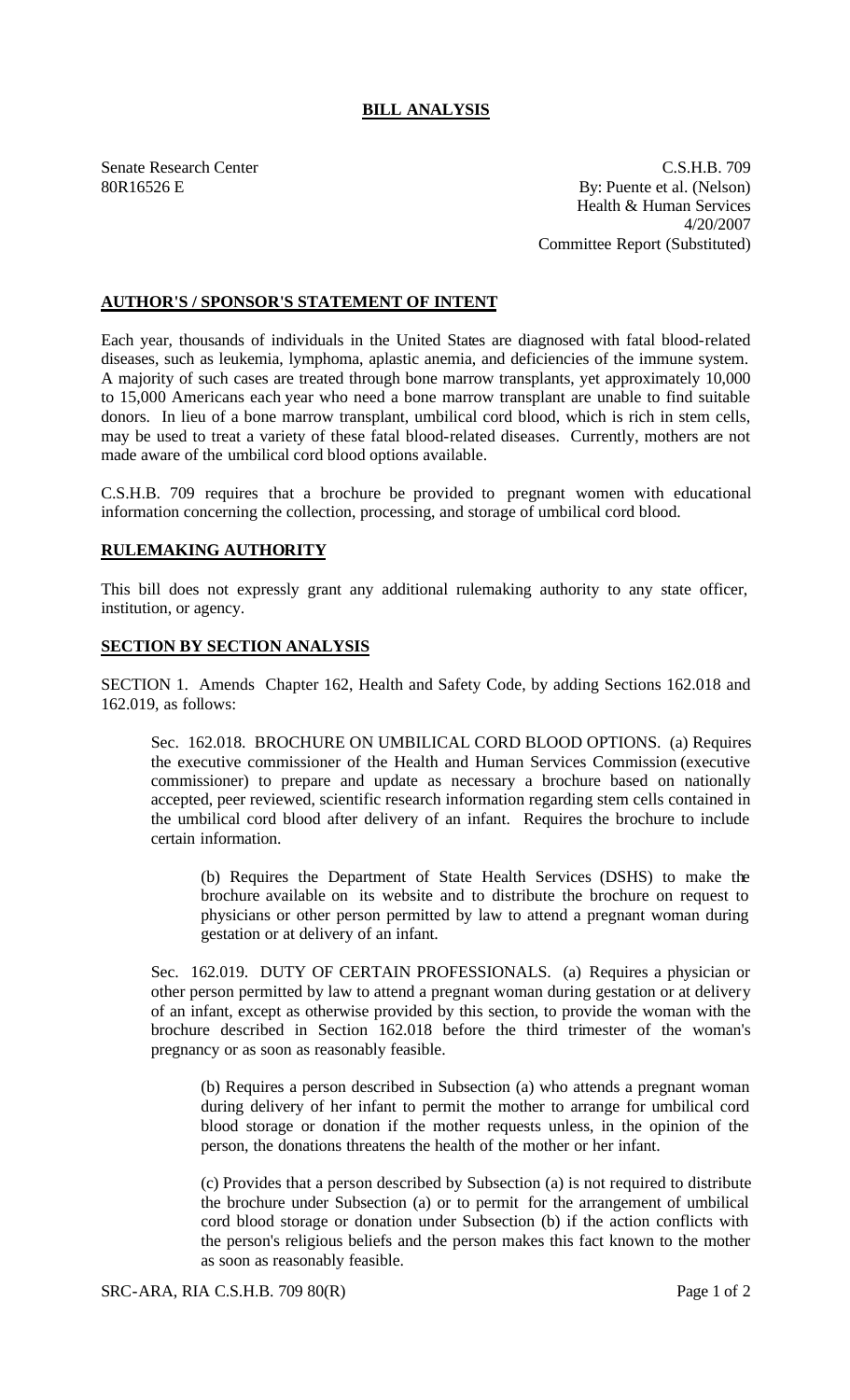# BILL ANALYSIS

Senate Research Center
80R16526 E

C.S.H.B. 709
By: Puente et al. (Nelson)
Health & Human Services
4/20/2007
Committee Report (Substituted)

## AUTHOR'S / SPONSOR'S STATEMENT OF INTENT

Each year, thousands of individuals in the United States are diagnosed with fatal blood-related diseases, such as leukemia, lymphoma, aplastic anemia, and deficiencies of the immune system. A majority of such cases are treated through bone marrow transplants, yet approximately 10,000 to 15,000 Americans each year who need a bone marrow transplant are unable to find suitable donors. In lieu of a bone marrow transplant, umbilical cord blood, which is rich in stem cells, may be used to treat a variety of these fatal blood-related diseases. Currently, mothers are not made aware of the umbilical cord blood options available.

C.S.H.B. 709 requires that a brochure be provided to pregnant women with educational information concerning the collection, processing, and storage of umbilical cord blood.

## RULEMAKING AUTHORITY

This bill does not expressly grant any additional rulemaking authority to any state officer, institution, or agency.

## SECTION BY SECTION ANALYSIS

SECTION 1. Amends Chapter 162, Health and Safety Code, by adding Sections 162.018 and 162.019, as follows:

Sec. 162.018. BROCHURE ON UMBILICAL CORD BLOOD OPTIONS. (a) Requires the executive commissioner of the Health and Human Services Commission (executive commissioner) to prepare and update as necessary a brochure based on nationally accepted, peer reviewed, scientific research information regarding stem cells contained in the umbilical cord blood after delivery of an infant. Requires the brochure to include certain information.

(b) Requires the Department of State Health Services (DSHS) to make the brochure available on its website and to distribute the brochure on request to physicians or other person permitted by law to attend a pregnant woman during gestation or at delivery of an infant.

Sec. 162.019. DUTY OF CERTAIN PROFESSIONALS. (a) Requires a physician or other person permitted by law to attend a pregnant woman during gestation or at delivery of an infant, except as otherwise provided by this section, to provide the woman with the brochure described in Section 162.018 before the third trimester of the woman's pregnancy or as soon as reasonably feasible.

(b) Requires a person described in Subsection (a) who attends a pregnant woman during delivery of her infant to permit the mother to arrange for umbilical cord blood storage or donation if the mother requests unless, in the opinion of the person, the donations threatens the health of the mother or her infant.

(c) Provides that a person described by Subsection (a) is not required to distribute the brochure under Subsection (a) or to permit for the arrangement of umbilical cord blood storage or donation under Subsection (b) if the action conflicts with the person's religious beliefs and the person makes this fact known to the mother as soon as reasonably feasible.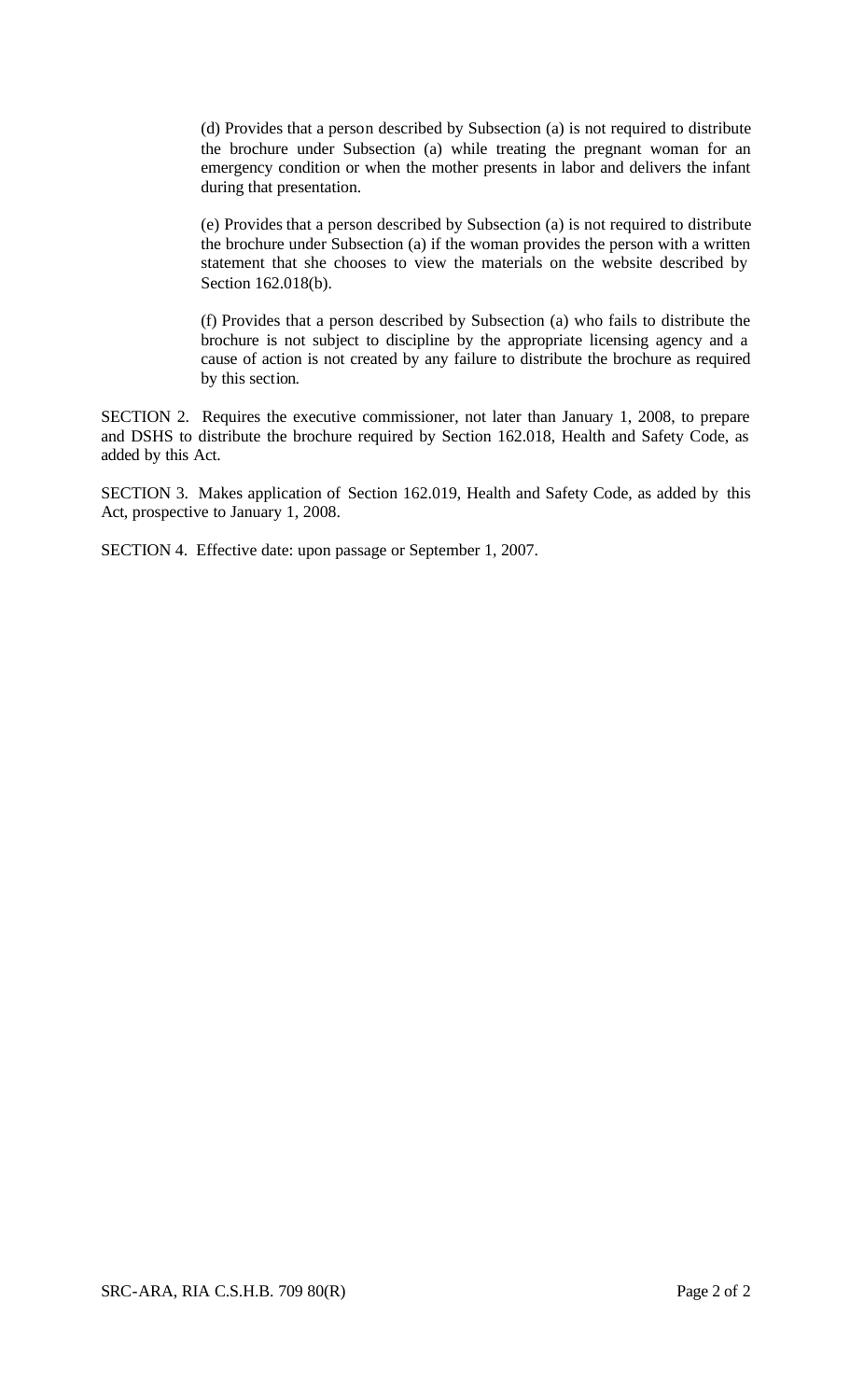(d) Provides that a person described by Subsection (a) is not required to distribute the brochure under Subsection (a) while treating the pregnant woman for an emergency condition or when the mother presents in labor and delivers the infant during that presentation.

(e) Provides that a person described by Subsection (a) is not required to distribute the brochure under Subsection (a) if the woman provides the person with a written statement that she chooses to view the materials on the website described by Section 162.018(b).

(f) Provides that a person described by Subsection (a) who fails to distribute the brochure is not subject to discipline by the appropriate licensing agency and a cause of action is not created by any failure to distribute the brochure as required by this section.

SECTION 2. Requires the executive commissioner, not later than January 1, 2008, to prepare and DSHS to distribute the brochure required by Section 162.018, Health and Safety Code, as added by this Act.

SECTION 3. Makes application of Section 162.019, Health and Safety Code, as added by this Act, prospective to January 1, 2008.

SECTION 4. Effective date: upon passage or September 1, 2007.